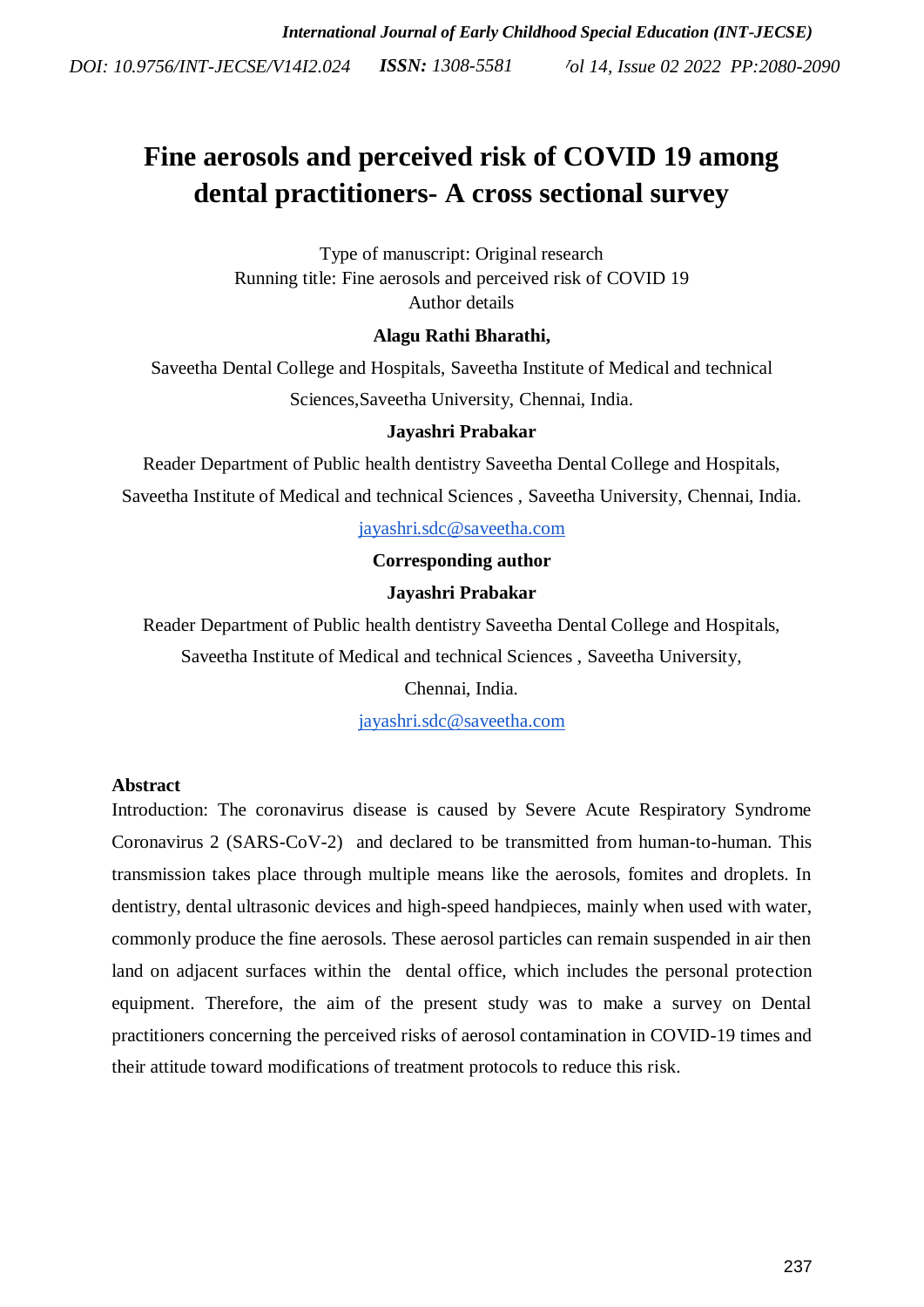# Fine aerosols and perceived risk of COVID 19 among dental practitioners- A cross sectional survey

Type of manuscript: Original research

Running title: Fine aerosols and perceived risk of COVID 19

Author details

**Alagu Rathi Bharathi,**

Saveetha Dental College and Hospitals, Saveetha Institute of Medical and technical Sciences,Saveetha University, Chennai, India.

**Jayashri Prabakar**

Reader Department of Public health dentistry Saveetha Dental College and Hospitals, Saveetha Institute of Medical and technical Sciences , Saveetha University, Chennai, India.

jayashri.sdc@saveetha.com

**Corresponding author**

**Jayashri Prabakar**

Reader Department of Public health dentistry Saveetha Dental College and Hospitals, Saveetha Institute of Medical and technical Sciences , Saveetha University, Chennai, India.

jayashri.sdc@saveetha.com

## Abstract

Introduction: The coronavirus disease is caused by Severe Acute Respiratory Syndrome Coronavirus 2 (SARS-CoV-2) and declared to be transmitted from human-to-human. This transmission takes place through multiple means like the aerosols, fomites and droplets. In dentistry, dental ultrasonic devices and high-speed handpieces, mainly when used with water, commonly produce the fine aerosols. These aerosol particles can remain suspended in air then land on adjacent surfaces within the dental office, which includes the personal protection equipment. Therefore, the aim of the present study was to make a survey on Dental practitioners concerning the perceived risks of aerosol contamination in COVID-19 times and their attitude toward modifications of treatment protocols to reduce this risk.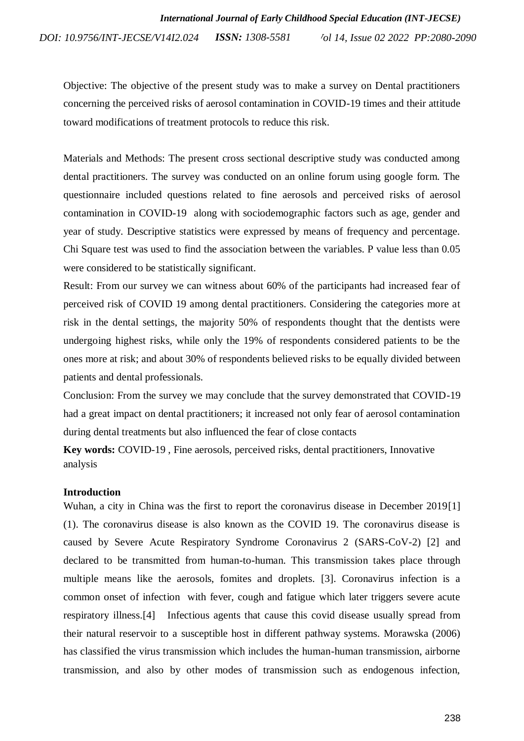Objective: The objective of the present study was to make a survey on Dental practitioners concerning the perceived risks of aerosol contamination in COVID-19 times and their attitude toward modifications of treatment protocols to reduce this risk.

Materials and Methods: The present cross sectional descriptive study was conducted among dental practitioners. The survey was conducted on an online forum using google form. The questionnaire included questions related to fine aerosols and perceived risks of aerosol contamination in COVID-19 along with sociodemographic factors such as age, gender and year of study. Descriptive statistics were expressed by means of frequency and percentage. Chi Square test was used to find the association between the variables. P value less than 0.05 were considered to be statistically significant.

Result: From our survey we can witness about 60% of the participants had increased fear of perceived risk of COVID 19 among dental practitioners. Considering the categories more at risk in the dental settings, the majority 50% of respondents thought that the dentists were undergoing highest risks, while only the 19% of respondents considered patients to be the ones more at risk; and about 30% of respondents believed risks to be equally divided between patients and dental professionals.

Conclusion: From the survey we may conclude that the survey demonstrated that COVID-19 had a great impact on dental practitioners; it increased not only fear of aerosol contamination during dental treatments but also influenced the fear of close contacts

**Key words:** COVID-19 , Fine aerosols, perceived risks, dental practitioners, Innovative analysis

## Introduction

Wuhan, a city in China was the first to report the coronavirus disease in December 2019[1] (1). The coronavirus disease is also known as the COVID 19. The coronavirus disease is caused by Severe Acute Respiratory Syndrome Coronavirus 2 (SARS-CoV-2) [2] and declared to be transmitted from human-to-human. This transmission takes place through multiple means like the aerosols, fomites and droplets. [3]. Coronavirus infection is a common onset of infection with fever, cough and fatigue which later triggers severe acute respiratory illness.[4] Infectious agents that cause this covid disease usually spread from their natural reservoir to a susceptible host in different pathway systems. Morawska (2006) has classified the virus transmission which includes the human-human transmission, airborne transmission, and also by other modes of transmission such as endogenous infection,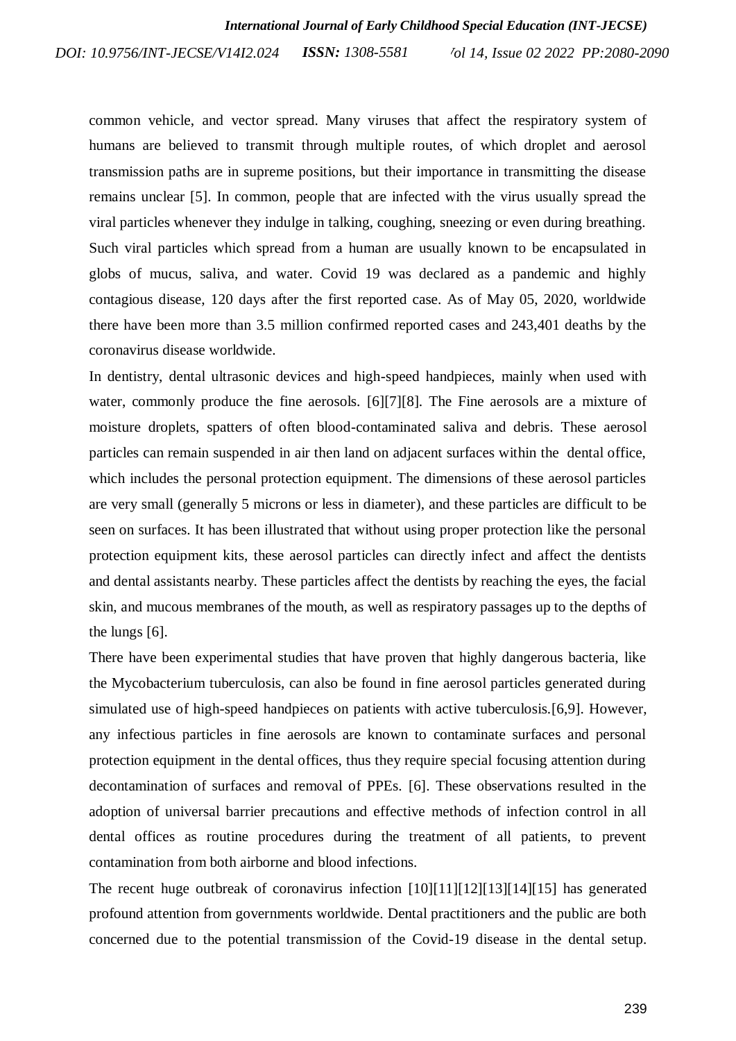common vehicle, and vector spread. Many viruses that affect the respiratory system of humans are believed to transmit through multiple routes, of which droplet and aerosol transmission paths are in supreme positions, but their importance in transmitting the disease remains unclear [5]. In common, people that are infected with the virus usually spread the viral particles whenever they indulge in talking, coughing, sneezing or even during breathing. Such viral particles which spread from a human are usually known to be encapsulated in globs of mucus, saliva, and water. Covid 19 was declared as a pandemic and highly contagious disease, 120 days after the first reported case. As of May 05, 2020, worldwide there have been more than 3.5 million confirmed reported cases and 243,401 deaths by the coronavirus disease worldwide.

In dentistry, dental ultrasonic devices and high-speed handpieces, mainly when used with water, commonly produce the fine aerosols. [6][7][8]. The Fine aerosols are a mixture of moisture droplets, spatters of often blood-contaminated saliva and debris. These aerosol particles can remain suspended in air then land on adjacent surfaces within the dental office, which includes the personal protection equipment. The dimensions of these aerosol particles are very small (generally 5 microns or less in diameter), and these particles are difficult to be seen on surfaces. It has been illustrated that without using proper protection like the personal protection equipment kits, these aerosol particles can directly infect and affect the dentists and dental assistants nearby. These particles affect the dentists by reaching the eyes, the facial skin, and mucous membranes of the mouth, as well as respiratory passages up to the depths of the lungs [6].

There have been experimental studies that have proven that highly dangerous bacteria, like the Mycobacterium tuberculosis, can also be found in fine aerosol particles generated during simulated use of high-speed handpieces on patients with active tuberculosis.[6,9]. However, any infectious particles in fine aerosols are known to contaminate surfaces and personal protection equipment in the dental offices, thus they require special focusing attention during decontamination of surfaces and removal of PPEs. [6]. These observations resulted in the adoption of universal barrier precautions and effective methods of infection control in all dental offices as routine procedures during the treatment of all patients, to prevent contamination from both airborne and blood infections.

The recent huge outbreak of coronavirus infection [10][11][12][13][14][15] has generated profound attention from governments worldwide. Dental practitioners and the public are both concerned due to the potential transmission of the Covid-19 disease in the dental setup.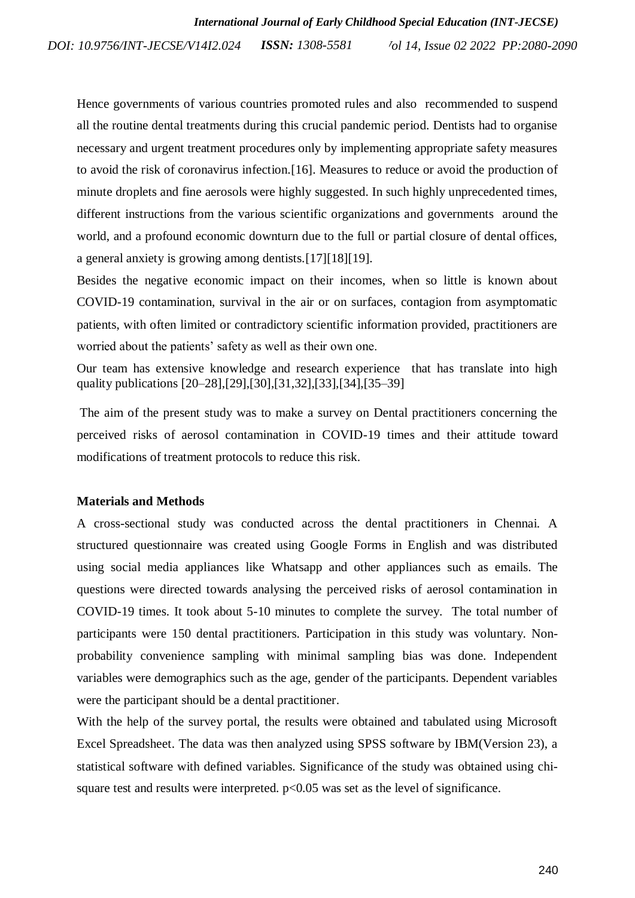Hence governments of various countries promoted rules and also recommended to suspend all the routine dental treatments during this crucial pandemic period. Dentists had to organise necessary and urgent treatment procedures only by implementing appropriate safety measures to avoid the risk of coronavirus infection.[16]. Measures to reduce or avoid the production of minute droplets and fine aerosols were highly suggested. In such highly unprecedented times, different instructions from the various scientific organizations and governments around the world, and a profound economic downturn due to the full or partial closure of dental offices, a general anxiety is growing among dentists.[17][18][19].

Besides the negative economic impact on their incomes, when so little is known about COVID-19 contamination, survival in the air or on surfaces, contagion from asymptomatic patients, with often limited or contradictory scientific information provided, practitioners are worried about the patients' safety as well as their own one.

Our team has extensive knowledge and research experience that has translate into high quality publications [20–28],[29],[30],[31,32],[33],[34],[35–39]

The aim of the present study was to make a survey on Dental practitioners concerning the perceived risks of aerosol contamination in COVID-19 times and their attitude toward modifications of treatment protocols to reduce this risk.

## Materials and Methods

A cross-sectional study was conducted across the dental practitioners in Chennai. A structured questionnaire was created using Google Forms in English and was distributed using social media appliances like Whatsapp and other appliances such as emails. The questions were directed towards analysing the perceived risks of aerosol contamination in COVID-19 times. It took about 5-10 minutes to complete the survey. The total number of participants were 150 dental practitioners. Participation in this study was voluntary. Non-probability convenience sampling with minimal sampling bias was done. Independent variables were demographics such as the age, gender of the participants. Dependent variables were the participant should be a dental practitioner.

With the help of the survey portal, the results were obtained and tabulated using Microsoft Excel Spreadsheet. The data was then analyzed using SPSS software by IBM(Version 23), a statistical software with defined variables. Significance of the study was obtained using chi-square test and results were interpreted. $p<0.05$ was set as the level of significance.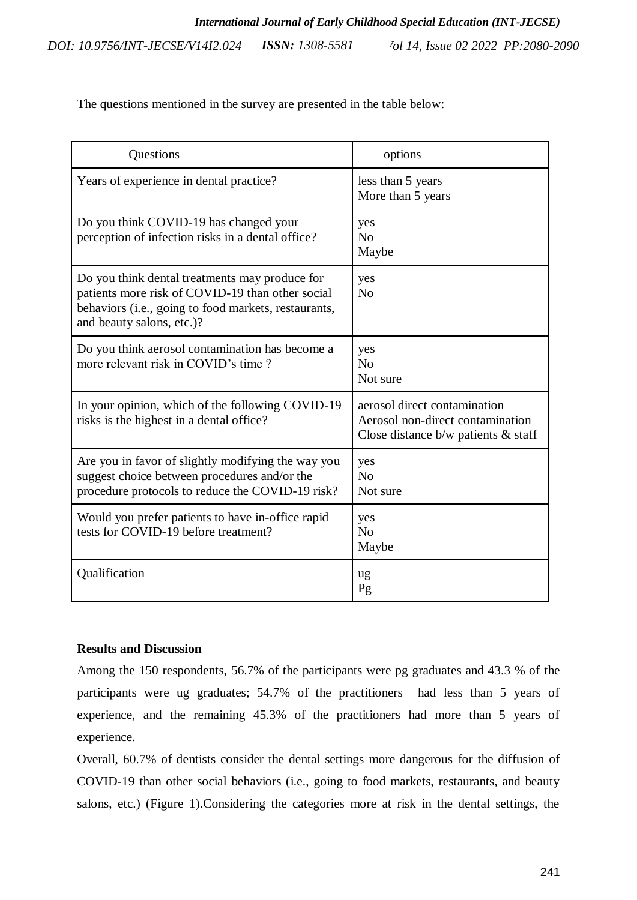The questions mentioned in the survey are presented in the table below:

| Questions | options |
|---|---|
| Years of experience in dental practice? | less than 5 years<br>More than 5 years |
| Do you think COVID-19 has changed your perception of infection risks in a dental office? | yes<br>No<br>Maybe |
| Do you think dental treatments may produce for patients more risk of COVID-19 than other social behaviors (i.e., going to food markets, restaurants, and beauty salons, etc.)? | yes<br>No |
| Do you think aerosol contamination has become a more relevant risk in COVID's time ? | yes<br>No<br>Not sure |
| In your opinion, which of the following COVID-19 risks is the highest in a dental office? | aerosol direct contamination<br>Aerosol non-direct contamination<br>Close distance b/w patients & staff |
| Are you in favor of slightly modifying the way you suggest choice between procedures and/or the procedure protocols to reduce the COVID-19 risk? | yes<br>No<br>Not sure |
| Would you prefer patients to have in-office rapid tests for COVID-19 before treatment? | yes<br>No<br>Maybe |
| Qualification | ug<br>Pg |

**Results and Discussion**

Among the 150 respondents, 56.7% of the participants were pg graduates and 43.3 % of the participants were ug graduates; 54.7% of the practitioners had less than 5 years of experience, and the remaining 45.3% of the practitioners had more than 5 years of experience.

Overall, 60.7% of dentists consider the dental settings more dangerous for the diffusion of COVID-19 than other social behaviors (i.e., going to food markets, restaurants, and beauty salons, etc.) (Figure 1).Considering the categories more at risk in the dental settings, the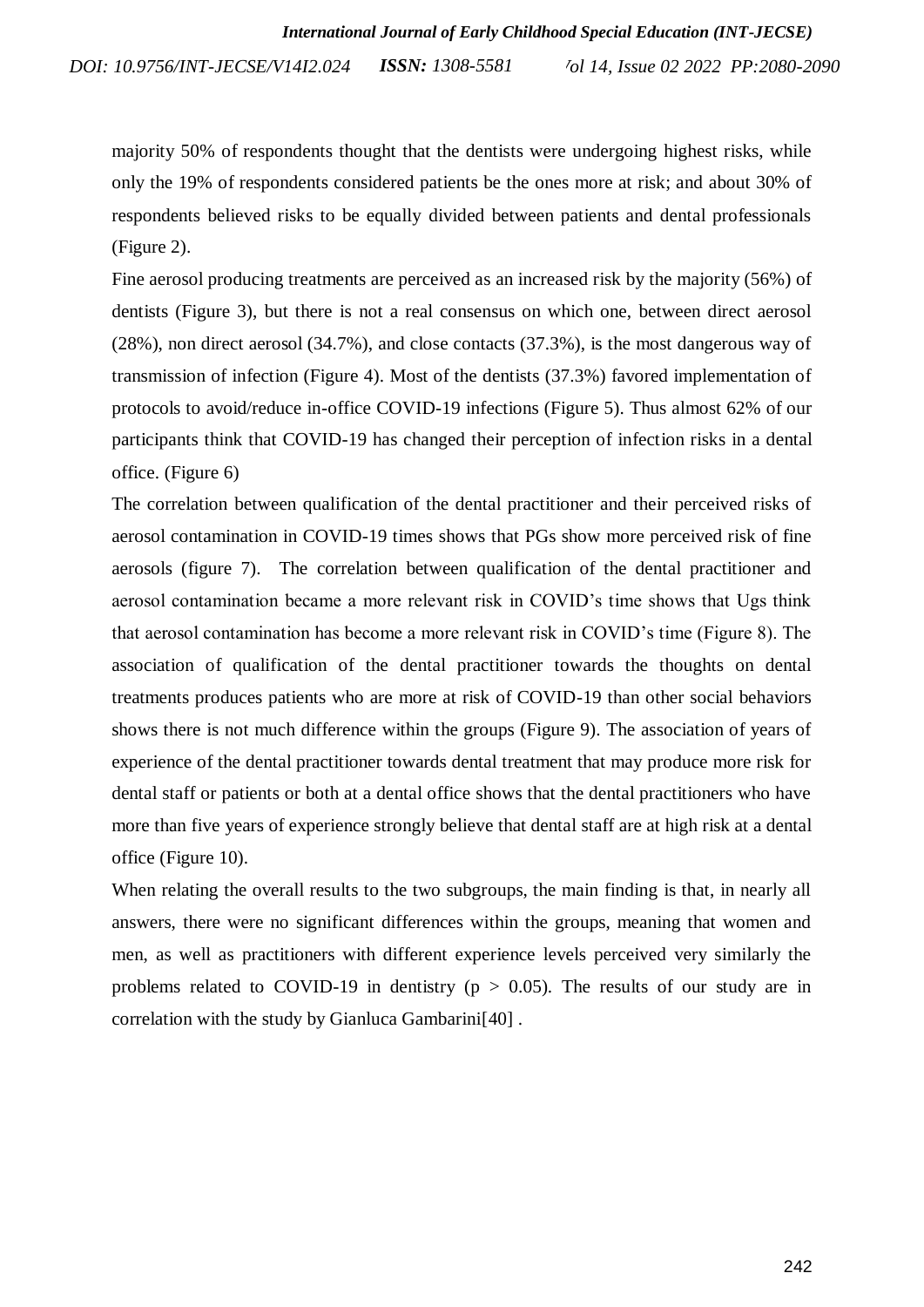majority 50% of respondents thought that the dentists were undergoing highest risks, while only the 19% of respondents considered patients be the ones more at risk; and about 30% of respondents believed risks to be equally divided between patients and dental professionals (Figure 2).

Fine aerosol producing treatments are perceived as an increased risk by the majority (56%) of dentists (Figure 3), but there is not a real consensus on which one, between direct aerosol (28%), non direct aerosol (34.7%), and close contacts (37.3%), is the most dangerous way of transmission of infection (Figure 4). Most of the dentists (37.3%) favored implementation of protocols to avoid/reduce in-office COVID-19 infections (Figure 5). Thus almost 62% of our participants think that COVID-19 has changed their perception of infection risks in a dental office. (Figure 6)

The correlation between qualification of the dental practitioner and their perceived risks of aerosol contamination in COVID-19 times shows that PGs show more perceived risk of fine aerosols (figure 7). The correlation between qualification of the dental practitioner and aerosol contamination became a more relevant risk in COVID's time shows that Ugs think that aerosol contamination has become a more relevant risk in COVID's time (Figure 8). The association of qualification of the dental practitioner towards the thoughts on dental treatments produces patients who are more at risk of COVID-19 than other social behaviors shows there is not much difference within the groups (Figure 9). The association of years of experience of the dental practitioner towards dental treatment that may produce more risk for dental staff or patients or both at a dental office shows that the dental practitioners who have more than five years of experience strongly believe that dental staff are at high risk at a dental office (Figure 10).

When relating the overall results to the two subgroups, the main finding is that, in nearly all answers, there were no significant differences within the groups, meaning that women and men, as well as practitioners with different experience levels perceived very similarly the problems related to COVID-19 in dentistry ($p > 0.05$). The results of our study are in correlation with the study by Gianluca Gambarini[40] .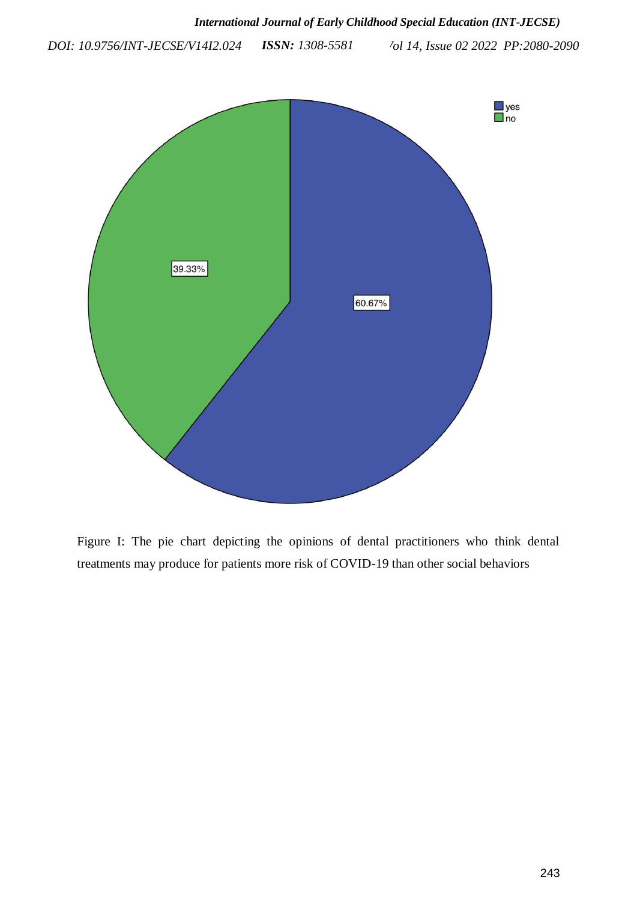Figure I: The pie chart depicting the opinions of dental practitioners who think dental treatments may produce for patients more risk of COVID-19 than other social behaviors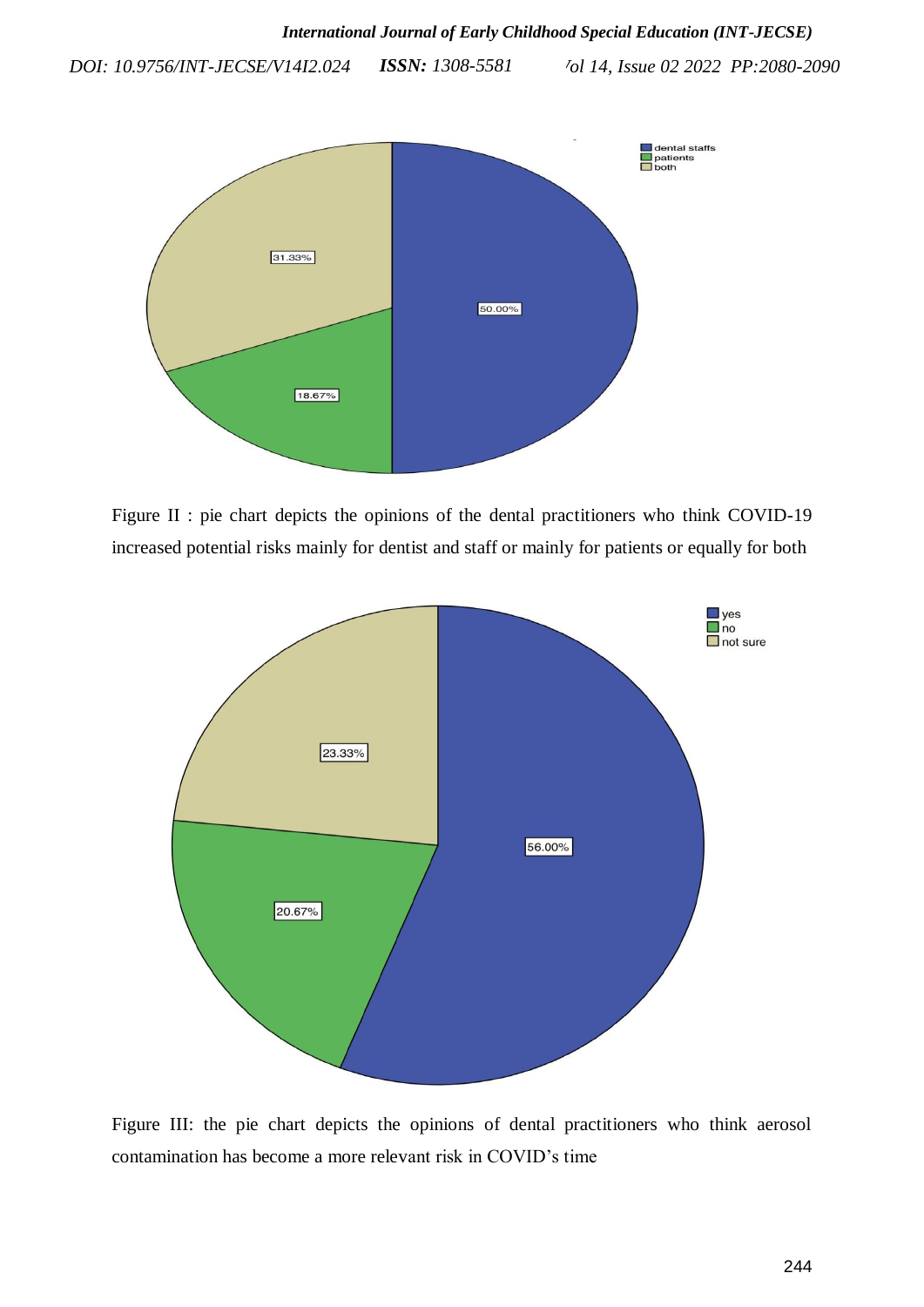Figure II : pie chart depicts the opinions of the dental practitioners who think COVID-19 increased potential risks mainly for dentist and staff or mainly for patients or equally for both

Figure III: the pie chart depicts the opinions of dental practitioners who think aerosol contamination has become a more relevant risk in COVID's time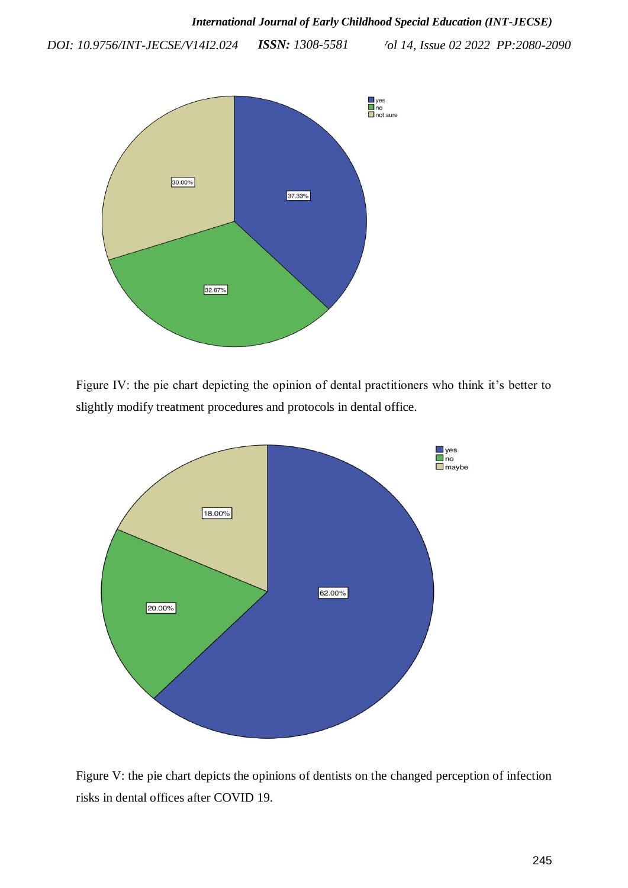Figure IV: the pie chart depicting the opinion of dental practitioners who think it's better to slightly modify treatment procedures and protocols in dental office.

Figure V: the pie chart depicts the opinions of dentists on the changed perception of infection risks in dental offices after COVID 19.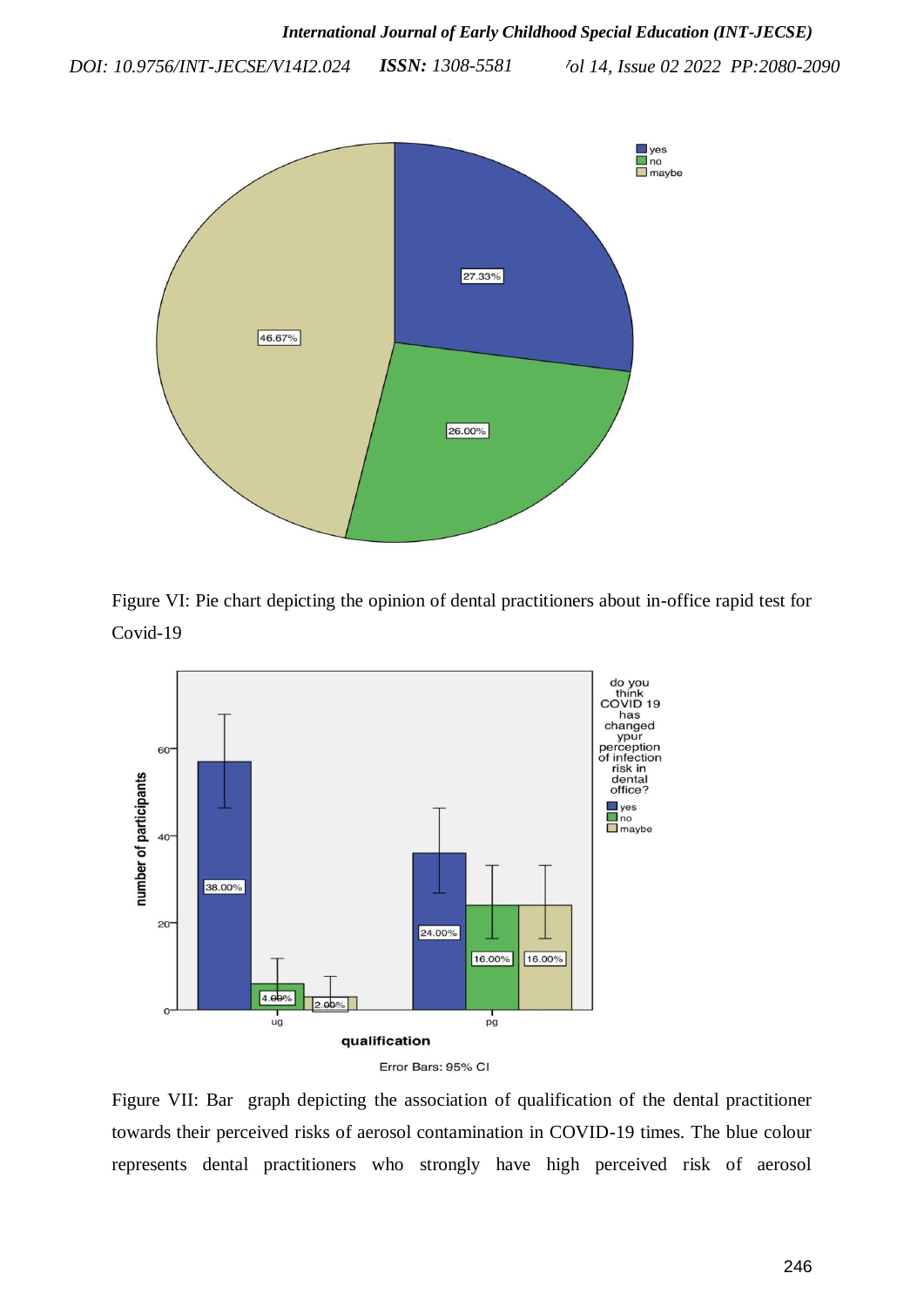Figure VI: Pie chart depicting the opinion of dental practitioners about in-office rapid test for Covid-19

Figure VII: Bar graph depicting the association of qualification of the dental practitioner towards their perceived risks of aerosol contamination in COVID-19 times. The blue colour represents dental practitioners who strongly have high perceived risk of aerosol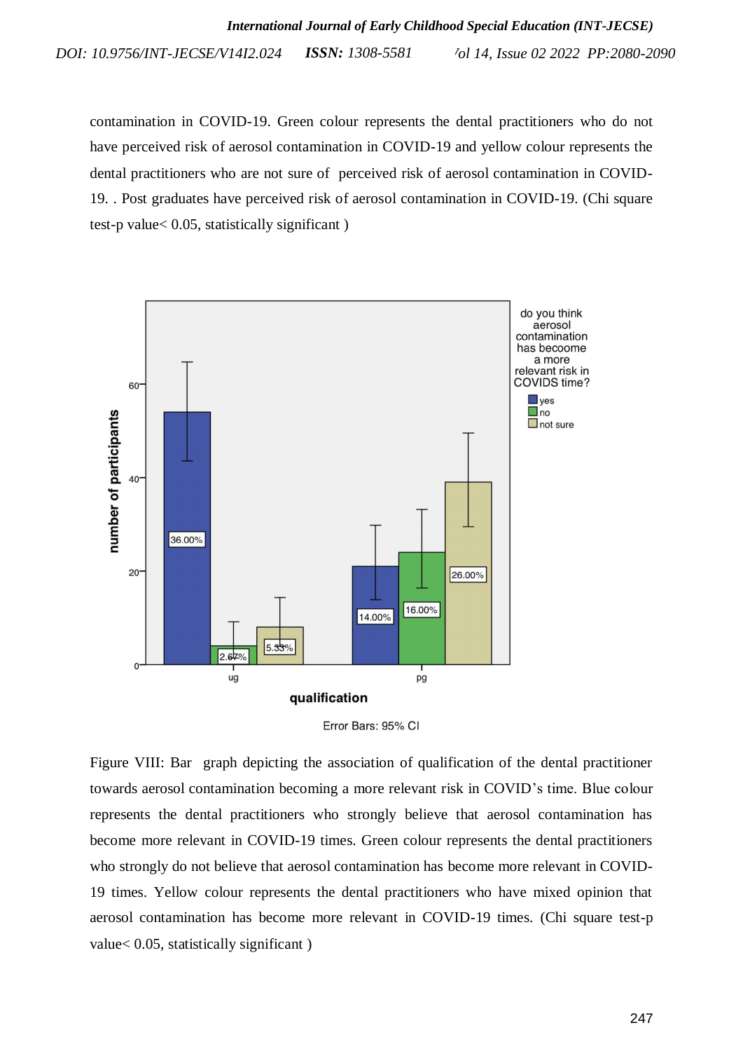contamination in COVID-19. Green colour represents the dental practitioners who do not have perceived risk of aerosol contamination in COVID-19 and yellow colour represents the dental practitioners who are not sure of perceived risk of aerosol contamination in COVID-19. . Post graduates have perceived risk of aerosol contamination in COVID-19. (Chi square test-p value< 0.05, statistically significant )

Figure VIII: Bar graph depicting the association of qualification of the dental practitioner towards aerosol contamination becoming a more relevant risk in COVID's time. Blue colour represents the dental practitioners who strongly believe that aerosol contamination has become more relevant in COVID-19 times. Green colour represents the dental practitioners who strongly do not believe that aerosol contamination has become more relevant in COVID-19 times. Yellow colour represents the dental practitioners who have mixed opinion that aerosol contamination has become more relevant in COVID-19 times. (Chi square test-p value< 0.05, statistically significant )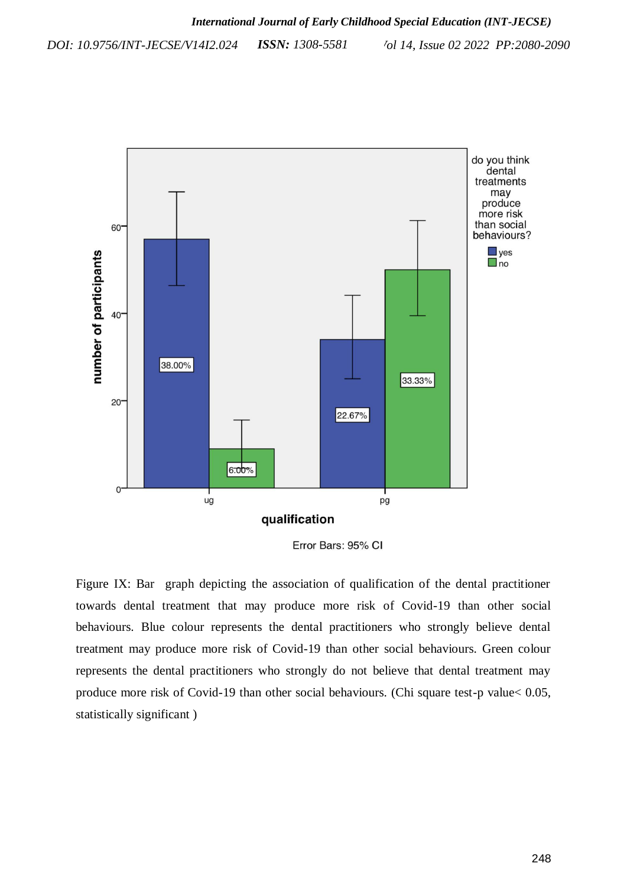Figure IX: Bar graph depicting the association of qualification of the dental practitioner towards dental treatment that may produce more risk of Covid-19 than other social behaviours. Blue colour represents the dental practitioners who strongly believe dental treatment may produce more risk of Covid-19 than other social behaviours. Green colour represents the dental practitioners who strongly do not believe that dental treatment may produce more risk of Covid-19 than other social behaviours. (Chi square test-p value< 0.05, statistically significant )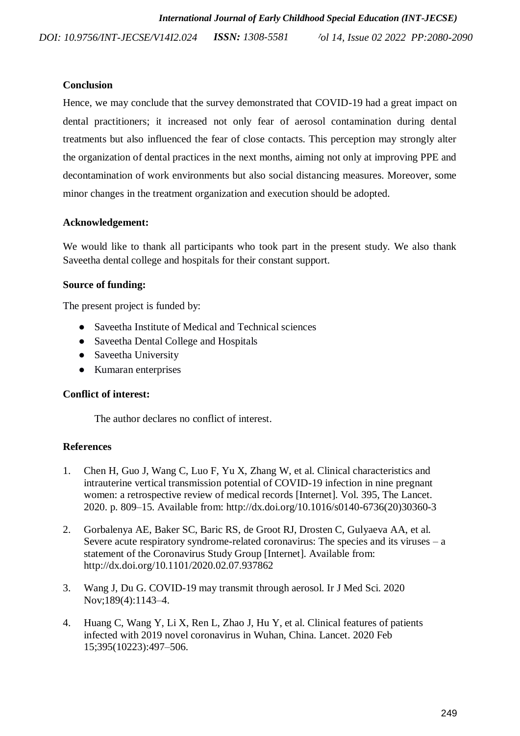**Conclusion**

Hence, we may conclude that the survey demonstrated that COVID-19 had a great impact on dental practitioners; it increased not only fear of aerosol contamination during dental treatments but also influenced the fear of close contacts. This perception may strongly alter the organization of dental practices in the next months, aiming not only at improving PPE and decontamination of work environments but also social distancing measures. Moreover, some minor changes in the treatment organization and execution should be adopted.

**Acknowledgement:**

We would like to thank all participants who took part in the present study. We also thank Saveetha dental college and hospitals for their constant support.

**Source of funding:**

The present project is funded by:

- Saveetha Institute of Medical and Technical sciences
- Saveetha Dental College and Hospitals
- Saveetha University
- Kumaran enterprises

**Conflict of interest:**

The author declares no conflict of interest.

**References**

1. Chen H, Guo J, Wang C, Luo F, Yu X, Zhang W, et al. Clinical characteristics and intrauterine vertical transmission potential of COVID-19 infection in nine pregnant women: a retrospective review of medical records [Internet]. Vol. 395, The Lancet. 2020. p. 809–15. Available from: http://dx.doi.org/10.1016/s0140-6736(20)30360-3

2. Gorbalenya AE, Baker SC, Baric RS, de Groot RJ, Drosten C, Gulyaeva AA, et al. Severe acute respiratory syndrome-related coronavirus: The species and its viruses – a statement of the Coronavirus Study Group [Internet]. Available from: http://dx.doi.org/10.1101/2020.02.07.937862

3. Wang J, Du G. COVID-19 may transmit through aerosol. Ir J Med Sci. 2020 Nov;189(4):1143–4.

4. Huang C, Wang Y, Li X, Ren L, Zhao J, Hu Y, et al. Clinical features of patients infected with 2019 novel coronavirus in Wuhan, China. Lancet. 2020 Feb 15;395(10223):497–506.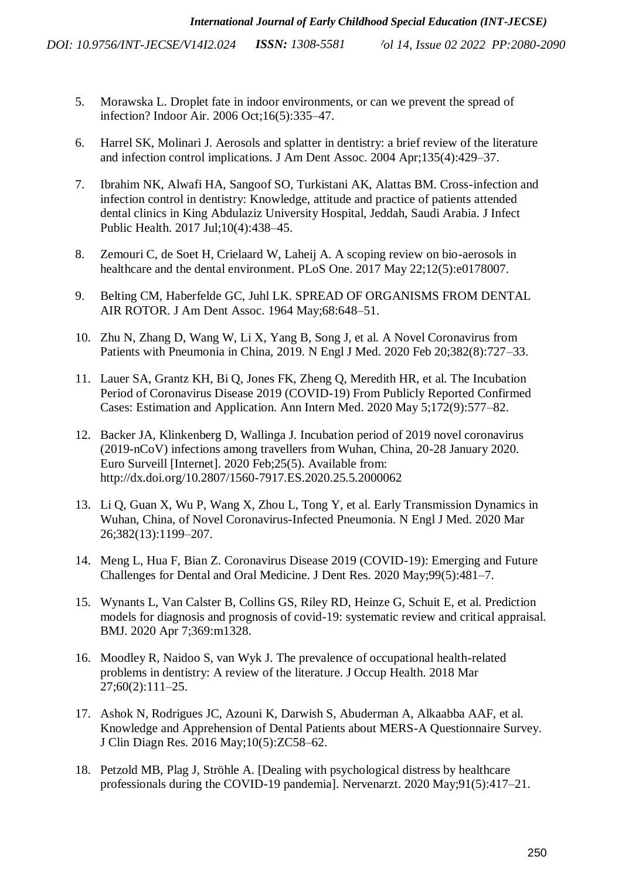5. Morawska L. Droplet fate in indoor environments, or can we prevent the spread of infection? Indoor Air. 2006 Oct;16(5):335–47.

6. Harrel SK, Molinari J. Aerosols and splatter in dentistry: a brief review of the literature and infection control implications. J Am Dent Assoc. 2004 Apr;135(4):429–37.

7. Ibrahim NK, Alwafi HA, Sangoof SO, Turkistani AK, Alattas BM. Cross-infection and infection control in dentistry: Knowledge, attitude and practice of patients attended dental clinics in King Abdulaziz University Hospital, Jeddah, Saudi Arabia. J Infect Public Health. 2017 Jul;10(4):438–45.

8. Zemouri C, de Soet H, Crielaard W, Laheij A. A scoping review on bio-aerosols in healthcare and the dental environment. PLoS One. 2017 May 22;12(5):e0178007.

9. Belting CM, Haberfelde GC, Juhl LK. SPREAD OF ORGANISMS FROM DENTAL AIR ROTOR. J Am Dent Assoc. 1964 May;68:648–51.

10. Zhu N, Zhang D, Wang W, Li X, Yang B, Song J, et al. A Novel Coronavirus from Patients with Pneumonia in China, 2019. N Engl J Med. 2020 Feb 20;382(8):727–33.

11. Lauer SA, Grantz KH, Bi Q, Jones FK, Zheng Q, Meredith HR, et al. The Incubation Period of Coronavirus Disease 2019 (COVID-19) From Publicly Reported Confirmed Cases: Estimation and Application. Ann Intern Med. 2020 May 5;172(9):577–82.

12. Backer JA, Klinkenberg D, Wallinga J. Incubation period of 2019 novel coronavirus (2019-nCoV) infections among travellers from Wuhan, China, 20-28 January 2020. Euro Surveill [Internet]. 2020 Feb;25(5). Available from: http://dx.doi.org/10.2807/1560-7917.ES.2020.25.5.2000062

13. Li Q, Guan X, Wu P, Wang X, Zhou L, Tong Y, et al. Early Transmission Dynamics in Wuhan, China, of Novel Coronavirus-Infected Pneumonia. N Engl J Med. 2020 Mar 26;382(13):1199–207.

14. Meng L, Hua F, Bian Z. Coronavirus Disease 2019 (COVID-19): Emerging and Future Challenges for Dental and Oral Medicine. J Dent Res. 2020 May;99(5):481–7.

15. Wynants L, Van Calster B, Collins GS, Riley RD, Heinze G, Schuit E, et al. Prediction models for diagnosis and prognosis of covid-19: systematic review and critical appraisal. BMJ. 2020 Apr 7;369:m1328.

16. Moodley R, Naidoo S, van Wyk J. The prevalence of occupational health-related problems in dentistry: A review of the literature. J Occup Health. 2018 Mar 27;60(2):111–25.

17. Ashok N, Rodrigues JC, Azouni K, Darwish S, Abuderman A, Alkaabba AAF, et al. Knowledge and Apprehension of Dental Patients about MERS-A Questionnaire Survey. J Clin Diagn Res. 2016 May;10(5):ZC58–62.

18. Petzold MB, Plag J, Ströhle A. [Dealing with psychological distress by healthcare professionals during the COVID-19 pandemia]. Nervenarzt. 2020 May;91(5):417–21.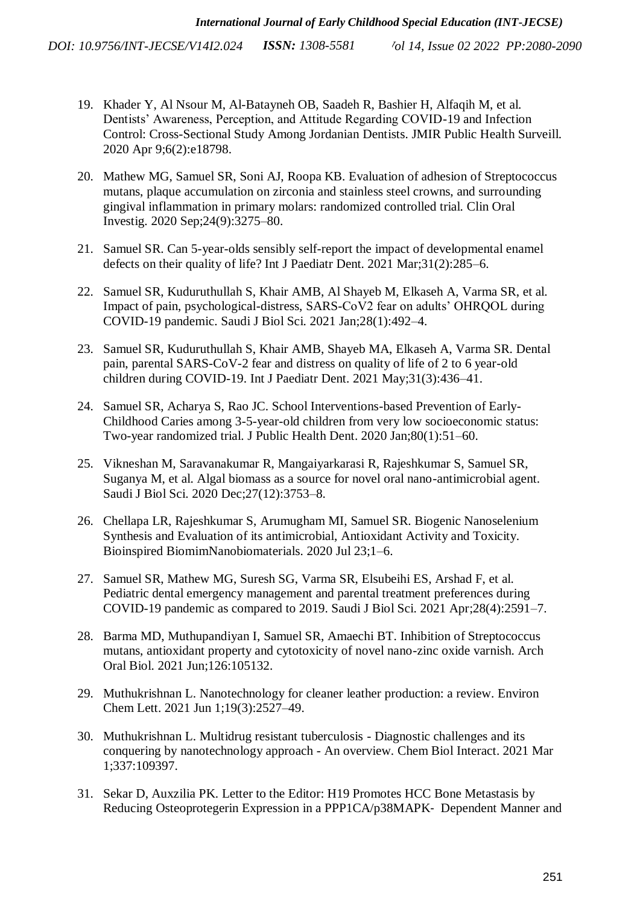19. Khader Y, Al Nsour M, Al-Batayneh OB, Saadeh R, Bashier H, Alfaqih M, et al. Dentists' Awareness, Perception, and Attitude Regarding COVID-19 and Infection Control: Cross-Sectional Study Among Jordanian Dentists. JMIR Public Health Surveill. 2020 Apr 9;6(2):e18798.

20. Mathew MG, Samuel SR, Soni AJ, Roopa KB. Evaluation of adhesion of Streptococcus mutans, plaque accumulation on zirconia and stainless steel crowns, and surrounding gingival inflammation in primary molars: randomized controlled trial. Clin Oral Investig. 2020 Sep;24(9):3275–80.

21. Samuel SR. Can 5-year-olds sensibly self-report the impact of developmental enamel defects on their quality of life? Int J Paediatr Dent. 2021 Mar;31(2):285–6.

22. Samuel SR, Kuduruthullah S, Khair AMB, Al Shayeb M, Elkaseh A, Varma SR, et al. Impact of pain, psychological-distress, SARS-CoV2 fear on adults' OHRQOL during COVID-19 pandemic. Saudi J Biol Sci. 2021 Jan;28(1):492–4.

23. Samuel SR, Kuduruthullah S, Khair AMB, Shayeb MA, Elkaseh A, Varma SR. Dental pain, parental SARS-CoV-2 fear and distress on quality of life of 2 to 6 year-old children during COVID-19. Int J Paediatr Dent. 2021 May;31(3):436–41.

24. Samuel SR, Acharya S, Rao JC. School Interventions-based Prevention of Early-Childhood Caries among 3-5-year-old children from very low socioeconomic status: Two-year randomized trial. J Public Health Dent. 2020 Jan;80(1):51–60.

25. Vikneshan M, Saravanakumar R, Mangaiyarkarasi R, Rajeshkumar S, Samuel SR, Suganya M, et al. Algal biomass as a source for novel oral nano-antimicrobial agent. Saudi J Biol Sci. 2020 Dec;27(12):3753–8.

26. Chellapa LR, Rajeshkumar S, Arumugham MI, Samuel SR. Biogenic Nanoselenium Synthesis and Evaluation of its antimicrobial, Antioxidant Activity and Toxicity. Bioinspired BiomimNanobiomaterials. 2020 Jul 23;1–6.

27. Samuel SR, Mathew MG, Suresh SG, Varma SR, Elsubeihi ES, Arshad F, et al. Pediatric dental emergency management and parental treatment preferences during COVID-19 pandemic as compared to 2019. Saudi J Biol Sci. 2021 Apr;28(4):2591–7.

28. Barma MD, Muthupandiyan I, Samuel SR, Amaechi BT. Inhibition of Streptococcus mutans, antioxidant property and cytotoxicity of novel nano-zinc oxide varnish. Arch Oral Biol. 2021 Jun;126:105132.

29. Muthukrishnan L. Nanotechnology for cleaner leather production: a review. Environ Chem Lett. 2021 Jun 1;19(3):2527–49.

30. Muthukrishnan L. Multidrug resistant tuberculosis - Diagnostic challenges and its conquering by nanotechnology approach - An overview. Chem Biol Interact. 2021 Mar 1;337:109397.

31. Sekar D, Auxzilia PK. Letter to the Editor: H19 Promotes HCC Bone Metastasis by Reducing Osteoprotegerin Expression in a PPP1CA/p38MAPK- Dependent Manner and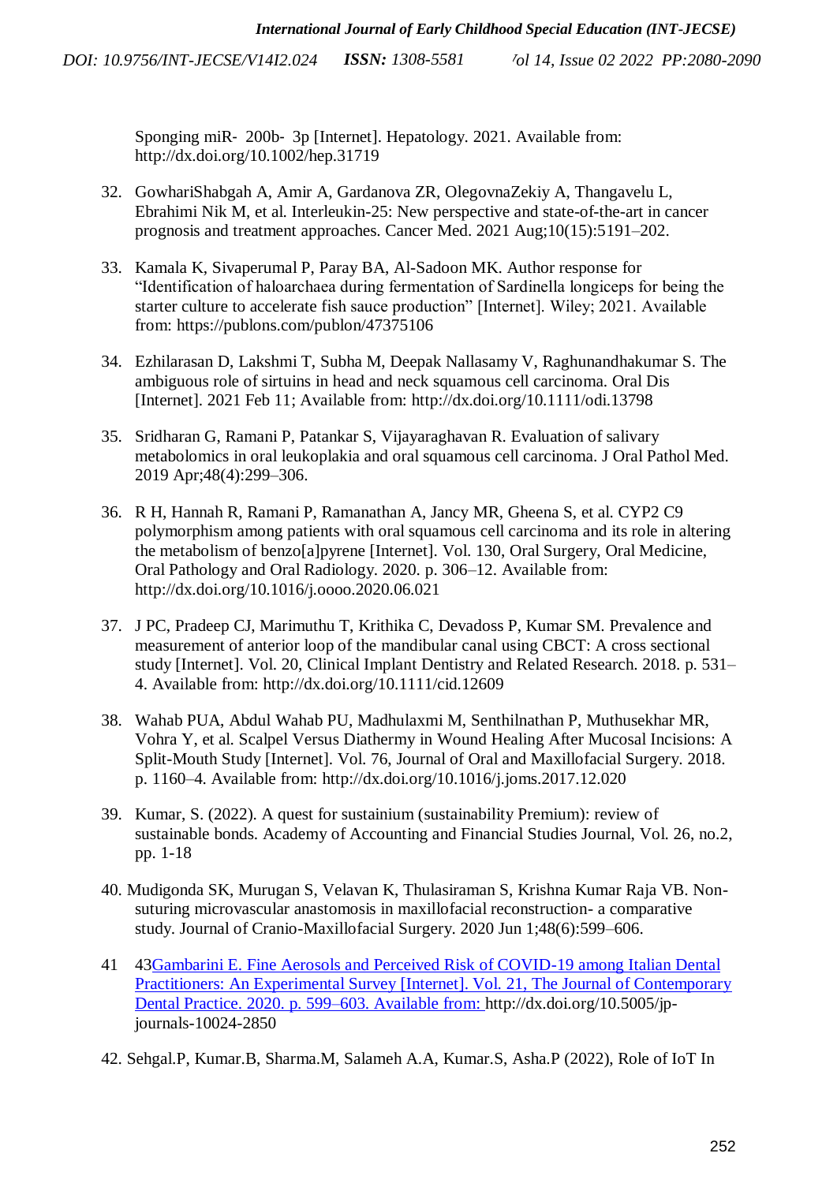Sponging miR- 200b- 3p [Internet]. Hepatology. 2021. Available from: http://dx.doi.org/10.1002/hep.31719

32. GowhariShabgah A, Amir A, Gardanova ZR, OlegovnaZekiy A, Thangavelu L, Ebrahimi Nik M, et al. Interleukin-25: New perspective and state-of-the-art in cancer prognosis and treatment approaches. Cancer Med. 2021 Aug;10(15):5191–202.

33. Kamala K, Sivaperumal P, Paray BA, Al-Sadoon MK. Author response for "Identification of haloarchaea during fermentation of Sardinella longiceps for being the starter culture to accelerate fish sauce production" [Internet]. Wiley; 2021. Available from: https://publons.com/publon/47375106

34. Ezhilarasan D, Lakshmi T, Subha M, Deepak Nallasamy V, Raghunandhakumar S. The ambiguous role of sirtuins in head and neck squamous cell carcinoma. Oral Dis [Internet]. 2021 Feb 11; Available from: http://dx.doi.org/10.1111/odi.13798

35. Sridharan G, Ramani P, Patankar S, Vijayaraghavan R. Evaluation of salivary metabolomics in oral leukoplakia and oral squamous cell carcinoma. J Oral Pathol Med. 2019 Apr;48(4):299–306.

36. R H, Hannah R, Ramani P, Ramanathan A, Jancy MR, Gheena S, et al. CYP2 C9 polymorphism among patients with oral squamous cell carcinoma and its role in altering the metabolism of benzo[a]pyrene [Internet]. Vol. 130, Oral Surgery, Oral Medicine, Oral Pathology and Oral Radiology. 2020. p. 306–12. Available from: http://dx.doi.org/10.1016/j.oooo.2020.06.021

37. J PC, Pradeep CJ, Marimuthu T, Krithika C, Devadoss P, Kumar SM. Prevalence and measurement of anterior loop of the mandibular canal using CBCT: A cross sectional study [Internet]. Vol. 20, Clinical Implant Dentistry and Related Research. 2018. p. 531–4. Available from: http://dx.doi.org/10.1111/cid.12609

38. Wahab PUA, Abdul Wahab PU, Madhulaxmi M, Senthilnathan P, Muthusekhar MR, Vohra Y, et al. Scalpel Versus Diathermy in Wound Healing After Mucosal Incisions: A Split-Mouth Study [Internet]. Vol. 76, Journal of Oral and Maxillofacial Surgery. 2018. p. 1160–4. Available from: http://dx.doi.org/10.1016/j.joms.2017.12.020

39. Kumar, S. (2022). A quest for sustainium (sustainability Premium): review of sustainable bonds. Academy of Accounting and Financial Studies Journal, Vol. 26, no.2, pp. 1-18

40. Mudigonda SK, Murugan S, Velavan K, Thulasiraman S, Krishna Kumar Raja VB. Non-suturing microvascular anastomosis in maxillofacial reconstruction- a comparative study. Journal of Cranio-Maxillofacial Surgery. 2020 Jun 1;48(6):599–606.

41. 43Gambarini E. Fine Aerosols and Perceived Risk of COVID-19 among Italian Dental Practitioners: An Experimental Survey [Internet]. Vol. 21, The Journal of Contemporary Dental Practice. 2020. p. 599–603. Available from: http://dx.doi.org/10.5005/jp-journals-10024-2850

42. Sehgal.P, Kumar.B, Sharma.M, Salameh A.A, Kumar.S, Asha.P (2022), Role of IoT In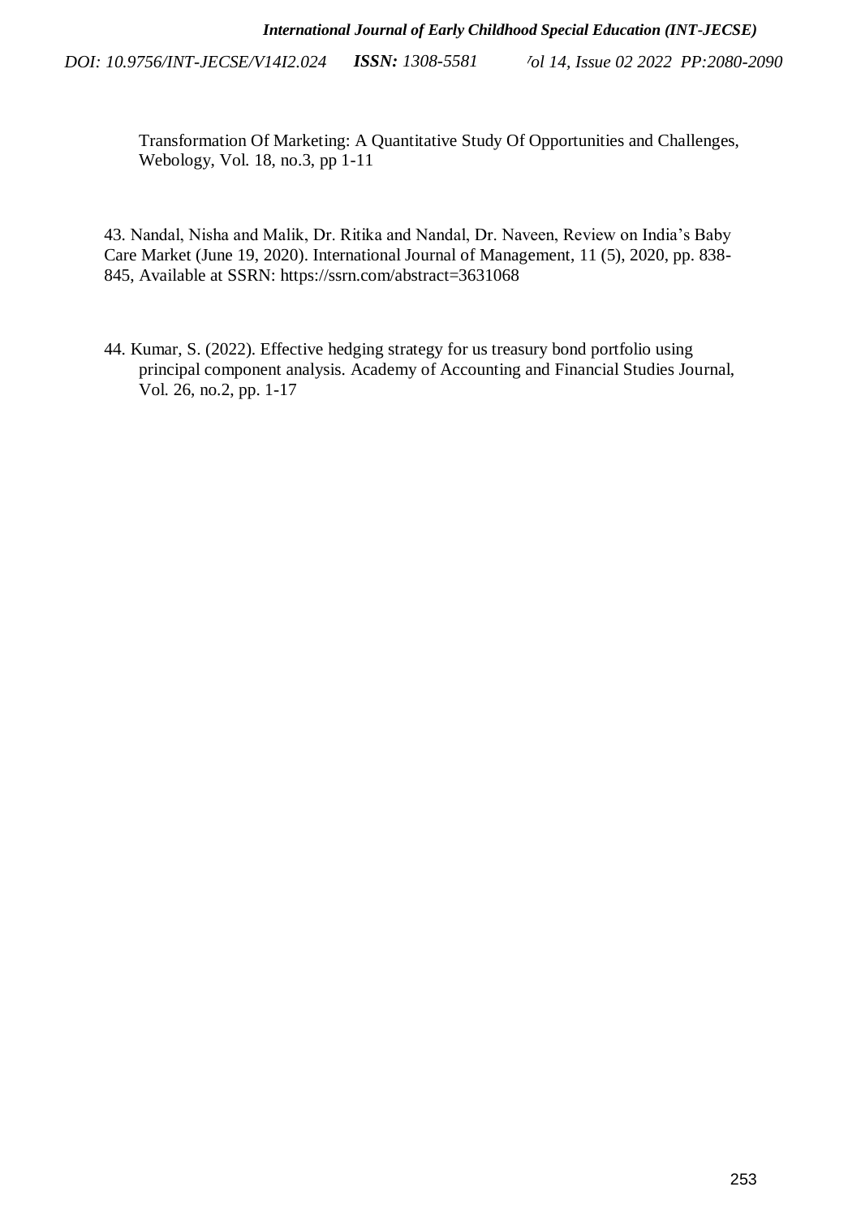Transformation Of Marketing: A Quantitative Study Of Opportunities and Challenges, Webology, Vol. 18, no.3, pp 1-11

43. Nandal, Nisha and Malik, Dr. Ritika and Nandal, Dr. Naveen, Review on India's Baby Care Market (June 19, 2020). International Journal of Management, 11 (5), 2020, pp. 838-845, Available at SSRN: https://ssrn.com/abstract=3631068

44. Kumar, S. (2022). Effective hedging strategy for us treasury bond portfolio using principal component analysis. Academy of Accounting and Financial Studies Journal, Vol. 26, no.2, pp. 1-17